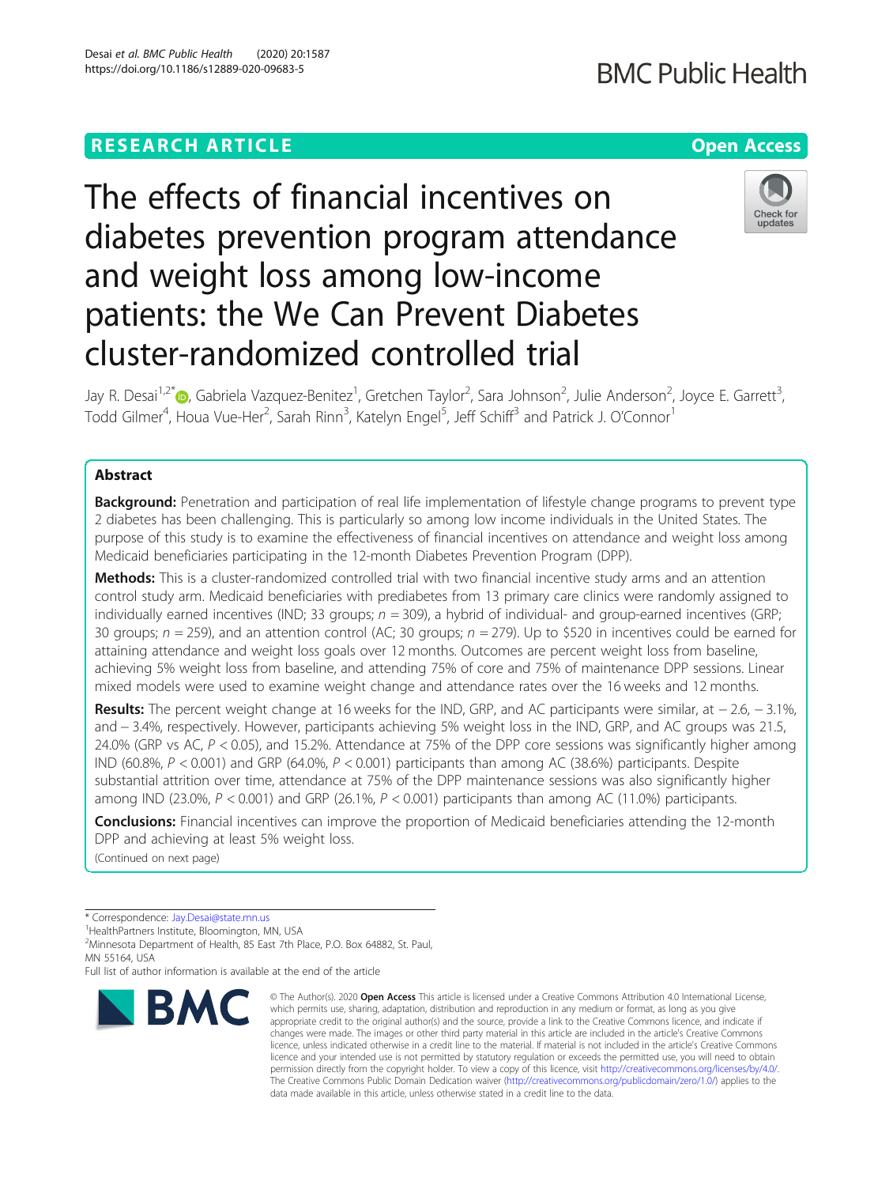RESEARCH ARTICLE

Open Access

# The effects of financial incentives on diabetes prevention program attendance and weight loss among low-income patients: the We Can Prevent Diabetes cluster-randomized controlled trial

Jay R. Desai[1,2*], Gabriela Vazquez-Benitez[1], Gretchen Taylor[2], Sara Johnson[2], Julie Anderson[2], Joyce E. Garrett[3], Todd Gilmer[4], Houa Vue-Her[2], Sarah Rinn[3], Katelyn Engel[5], Jeff Schiff[3] and Patrick J. O'Connor[1]

## Abstract

**Background:** Penetration and participation of real life implementation of lifestyle change programs to prevent type 2 diabetes has been challenging. This is particularly so among low income individuals in the United States. The purpose of this study is to examine the effectiveness of financial incentives on attendance and weight loss among Medicaid beneficiaries participating in the 12-month Diabetes Prevention Program (DPP).

**Methods:** This is a cluster-randomized controlled trial with two financial incentive study arms and an attention control study arm. Medicaid beneficiaries with prediabetes from 13 primary care clinics were randomly assigned to individually earned incentives (IND; 33 groups; $n = 309$), a hybrid of individual- and group-earned incentives (GRP; 30 groups; $n = 259$), and an attention control (AC; 30 groups; $n = 279$). Up to $520 in incentives could be earned for attaining attendance and weight loss goals over 12 months. Outcomes are percent weight loss from baseline, achieving 5% weight loss from baseline, and attending 75% of core and 75% of maintenance DPP sessions. Linear mixed models were used to examine weight change and attendance rates over the 16 weeks and 12 months.

**Results:** The percent weight change at 16 weeks for the IND, GRP, and AC participants were similar, at − 2.6, − 3.1%, and − 3.4%, respectively. However, participants achieving 5% weight loss in the IND, GRP, and AC groups was 21.5, 24.0% (GRP vs AC, $P < 0.05$), and 15.2%. Attendance at 75% of the DPP core sessions was significantly higher among IND (60.8%, $P < 0.001$) and GRP (64.0%, $P < 0.001$) participants than among AC (38.6%) participants. Despite substantial attrition over time, attendance at 75% of the DPP maintenance sessions was also significantly higher among IND (23.0%, $P < 0.001$) and GRP (26.1%, $P < 0.001$) participants than among AC (11.0%) participants.

**Conclusions:** Financial incentives can improve the proportion of Medicaid beneficiaries attending the 12-month DPP and achieving at least 5% weight loss.

(Continued on next page)

* Correspondence: Jay.Desai@state.mn.us
[1]HealthPartners Institute, Bloomington, MN, USA
[2]Minnesota Department of Health, 85 East 7th Place, P.O. Box 64882, St. Paul, MN 55164, USA
Full list of author information is available at the end of the article

© The Author(s). 2020 **Open Access** This article is licensed under a Creative Commons Attribution 4.0 International License, which permits use, sharing, adaptation, distribution and reproduction in any medium or format, as long as you give appropriate credit to the original author(s) and the source, provide a link to the Creative Commons licence, and indicate if changes were made. The images or other third party material in this article are included in the article's Creative Commons licence, unless indicated otherwise in a credit line to the material. If material is not included in the article's Creative Commons licence and your intended use is not permitted by statutory regulation or exceeds the permitted use, you will need to obtain permission directly from the copyright holder. To view a copy of this licence, visit http://creativecommons.org/licenses/by/4.0/. The Creative Commons Public Domain Dedication waiver (http://creativecommons.org/publicdomain/zero/1.0/) applies to the data made available in this article, unless otherwise stated in a credit line to the data.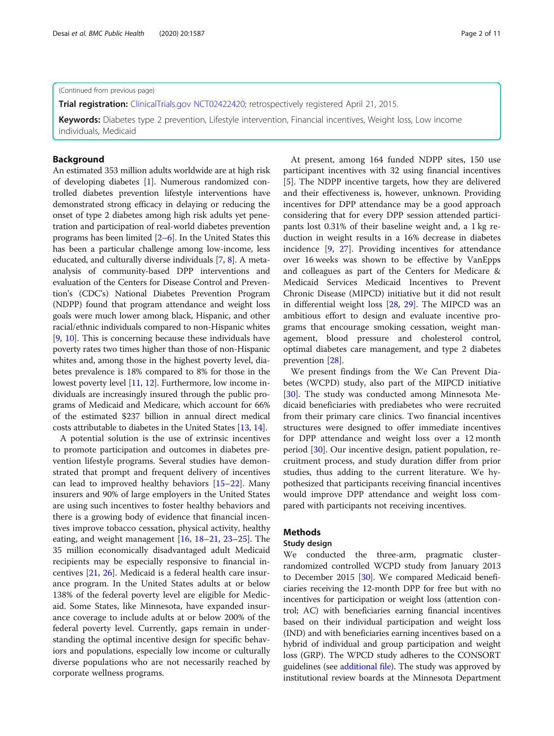(Continued from previous page)

**Trial registration:** ClinicalTrials.gov NCT02422420; retrospectively registered April 21, 2015.

**Keywords:** Diabetes type 2 prevention, Lifestyle intervention, Financial incentives, Weight loss, Low income individuals, Medicaid

## Background

An estimated 353 million adults worldwide are at high risk of developing diabetes [1]. Numerous randomized controlled diabetes prevention lifestyle interventions have demonstrated strong efficacy in delaying or reducing the onset of type 2 diabetes among high risk adults yet penetration and participation of real-world diabetes prevention programs has been limited [2–6]. In the United States this has been a particular challenge among low-income, less educated, and culturally diverse individuals [7, 8]. A meta-analysis of community-based DPP interventions and evaluation of the Centers for Disease Control and Prevention's (CDC's) National Diabetes Prevention Program (NDPP) found that program attendance and weight loss goals were much lower among black, Hispanic, and other racial/ethnic individuals compared to non-Hispanic whites [9, 10]. This is concerning because these individuals have poverty rates two times higher than those of non-Hispanic whites and, among those in the highest poverty level, diabetes prevalence is 18% compared to 8% for those in the lowest poverty level [11, 12]. Furthermore, low income individuals are increasingly insured through the public programs of Medicaid and Medicare, which account for 66% of the estimated $237 billion in annual direct medical costs attributable to diabetes in the United States [13, 14].

A potential solution is the use of extrinsic incentives to promote participation and outcomes in diabetes prevention lifestyle programs. Several studies have demonstrated that prompt and frequent delivery of incentives can lead to improved healthy behaviors [15–22]. Many insurers and 90% of large employers in the United States are using such incentives to foster healthy behaviors and there is a growing body of evidence that financial incentives improve tobacco cessation, physical activity, healthy eating, and weight management [16, 18–21, 23–25]. The 35 million economically disadvantaged adult Medicaid recipients may be especially responsive to financial incentives [21, 26]. Medicaid is a federal health care insurance program. In the United States adults at or below 138% of the federal poverty level are eligible for Medicaid. Some States, like Minnesota, have expanded insurance coverage to include adults at or below 200% of the federal poverty level. Currently, gaps remain in understanding the optimal incentive design for specific behaviors and populations, especially low income or culturally diverse populations who are not necessarily reached by corporate wellness programs.

At present, among 164 funded NDPP sites, 150 use participant incentives with 32 using financial incentives [5]. The NDPP incentive targets, how they are delivered and their effectiveness is, however, unknown. Providing incentives for DPP attendance may be a good approach considering that for every DPP session attended participants lost 0.31% of their baseline weight and, a 1 kg reduction in weight results in a 16% decrease in diabetes incidence [9, 27]. Providing incentives for attendance over 16 weeks was shown to be effective by VanEpps and colleagues as part of the Centers for Medicare & Medicaid Services Medicaid Incentives to Prevent Chronic Disease (MIPCD) initiative but it did not result in differential weight loss [28, 29]. The MIPCD was an ambitious effort to design and evaluate incentive programs that encourage smoking cessation, weight management, blood pressure and cholesterol control, optimal diabetes care management, and type 2 diabetes prevention [28].

We present findings from the We Can Prevent Diabetes (WCPD) study, also part of the MIPCD initiative [30]. The study was conducted among Minnesota Medicaid beneficiaries with prediabetes who were recruited from their primary care clinics. Two financial incentives structures were designed to offer immediate incentives for DPP attendance and weight loss over a 12 month period [30]. Our incentive design, patient population, recruitment process, and study duration differ from prior studies, thus adding to the current literature. We hypothesized that participants receiving financial incentives would improve DPP attendance and weight loss compared with participants not receiving incentives.

## Methods

### Study design

We conducted the three-arm, pragmatic cluster-randomized controlled WCPD study from January 2013 to December 2015 [30]. We compared Medicaid beneficiaries receiving the 12-month DPP for free but with no incentives for participation or weight loss (attention control; AC) with beneficiaries earning financial incentives based on their individual participation and weight loss (IND) and with beneficiaries earning incentives based on a hybrid of individual and group participation and weight loss (GRP). The WPCD study adheres to the CONSORT guidelines (see additional file). The study was approved by institutional review boards at the Minnesota Department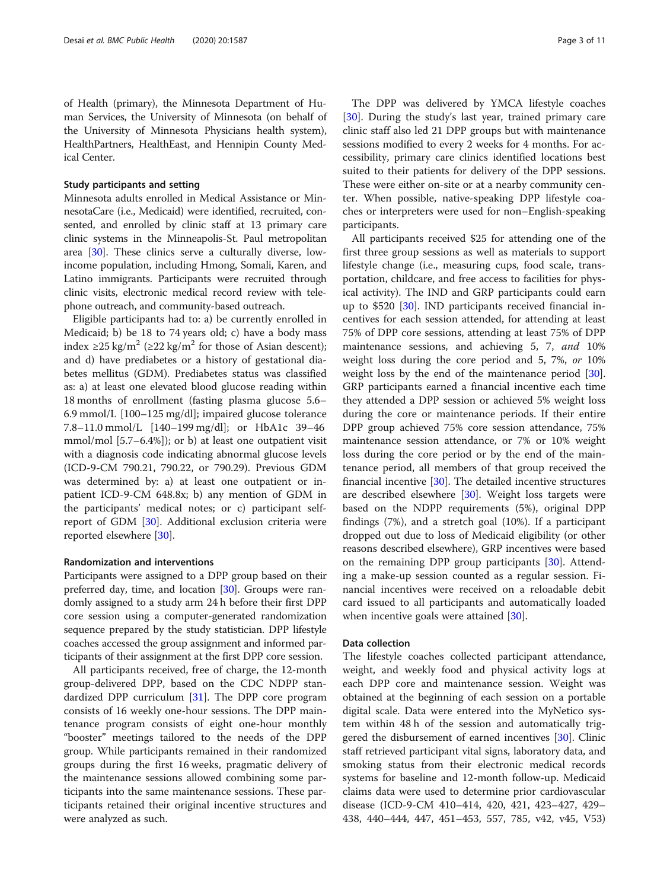of Health (primary), the Minnesota Department of Human Services, the University of Minnesota (on behalf of the University of Minnesota Physicians health system), HealthPartners, HealthEast, and Hennipin County Medical Center.

### Study participants and setting

Minnesota adults enrolled in Medical Assistance or MinnesotaCare (i.e., Medicaid) were identified, recruited, consented, and enrolled by clinic staff at 13 primary care clinic systems in the Minneapolis-St. Paul metropolitan area [30]. These clinics serve a culturally diverse, low-income population, including Hmong, Somali, Karen, and Latino immigrants. Participants were recruited through clinic visits, electronic medical record review with telephone outreach, and community-based outreach.

Eligible participants had to: a) be currently enrolled in Medicaid; b) be 18 to 74 years old; c) have a body mass index ≥25 kg/m$^2$ (≥22 kg/m$^2$ for those of Asian descent); and d) have prediabetes or a history of gestational diabetes mellitus (GDM). Prediabetes status was classified as: a) at least one elevated blood glucose reading within 18 months of enrollment (fasting plasma glucose 5.6–6.9 mmol/L [100–125 mg/dl]; impaired glucose tolerance 7.8–11.0 mmol/L [140–199 mg/dl]; or HbA1c 39–46 mmol/mol [5.7–6.4%]); or b) at least one outpatient visit with a diagnosis code indicating abnormal glucose levels (ICD-9-CM 790.21, 790.22, or 790.29). Previous GDM was determined by: a) at least one outpatient or inpatient ICD-9-CM 648.8x; b) any mention of GDM in the participants' medical notes; or c) participant self-report of GDM [30]. Additional exclusion criteria were reported elsewhere [30].

### Randomization and interventions

Participants were assigned to a DPP group based on their preferred day, time, and location [30]. Groups were randomly assigned to a study arm 24 h before their first DPP core session using a computer-generated randomization sequence prepared by the study statistician. DPP lifestyle coaches accessed the group assignment and informed participants of their assignment at the first DPP core session.

All participants received, free of charge, the 12-month group-delivered DPP, based on the CDC NDPP standardized DPP curriculum [31]. The DPP core program consists of 16 weekly one-hour sessions. The DPP maintenance program consists of eight one-hour monthly "booster" meetings tailored to the needs of the DPP group. While participants remained in their randomized groups during the first 16 weeks, pragmatic delivery of the maintenance sessions allowed combining some participants into the same maintenance sessions. These participants retained their original incentive structures and were analyzed as such.

The DPP was delivered by YMCA lifestyle coaches [30]. During the study's last year, trained primary care clinic staff also led 21 DPP groups but with maintenance sessions modified to every 2 weeks for 4 months. For accessibility, primary care clinics identified locations best suited to their patients for delivery of the DPP sessions. These were either on-site or at a nearby community center. When possible, native-speaking DPP lifestyle coaches or interpreters were used for non–English-speaking participants.

All participants received $25 for attending one of the first three group sessions as well as materials to support lifestyle change (i.e., measuring cups, food scale, transportation, childcare, and free access to facilities for physical activity). The IND and GRP participants could earn up to $520 [30]. IND participants received financial incentives for each session attended, for attending at least 75% of DPP core sessions, attending at least 75% of DPP maintenance sessions, and achieving 5, 7, *and* 10% weight loss during the core period and 5, 7%, *or* 10% weight loss by the end of the maintenance period [30]. GRP participants earned a financial incentive each time they attended a DPP session or achieved 5% weight loss during the core or maintenance periods. If their entire DPP group achieved 75% core session attendance, 75% maintenance session attendance, or 7% or 10% weight loss during the core period or by the end of the maintenance period, all members of that group received the financial incentive [30]. The detailed incentive structures are described elsewhere [30]. Weight loss targets were based on the NDPP requirements (5%), original DPP findings (7%), and a stretch goal (10%). If a participant dropped out due to loss of Medicaid eligibility (or other reasons described elsewhere), GRP incentives were based on the remaining DPP group participants [30]. Attending a make-up session counted as a regular session. Financial incentives were received on a reloadable debit card issued to all participants and automatically loaded when incentive goals were attained [30].

### Data collection

The lifestyle coaches collected participant attendance, weight, and weekly food and physical activity logs at each DPP core and maintenance session. Weight was obtained at the beginning of each session on a portable digital scale. Data were entered into the MyNetico system within 48 h of the session and automatically triggered the disbursement of earned incentives [30]. Clinic staff retrieved participant vital signs, laboratory data, and smoking status from their electronic medical records systems for baseline and 12-month follow-up. Medicaid claims data were used to determine prior cardiovascular disease (ICD-9-CM 410–414, 420, 421, 423–427, 429–438, 440–444, 447, 451–453, 557, 785, v42, v45, V53)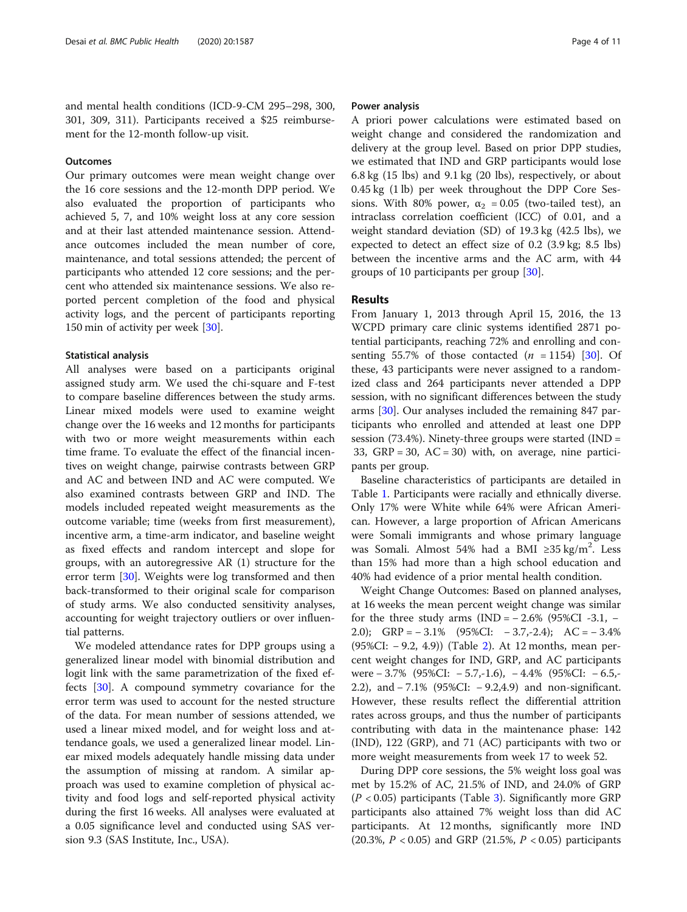and mental health conditions (ICD-9-CM 295–298, 300, 301, 309, 311). Participants received a $25 reimbursement for the 12-month follow-up visit.

### Outcomes

Our primary outcomes were mean weight change over the 16 core sessions and the 12-month DPP period. We also evaluated the proportion of participants who achieved 5, 7, and 10% weight loss at any core session and at their last attended maintenance session. Attendance outcomes included the mean number of core, maintenance, and total sessions attended; the percent of participants who attended 12 core sessions; and the percent who attended six maintenance sessions. We also reported percent completion of the food and physical activity logs, and the percent of participants reporting 150 min of activity per week [30].

### Statistical analysis

All analyses were based on a participants original assigned study arm. We used the chi-square and F-test to compare baseline differences between the study arms. Linear mixed models were used to examine weight change over the 16 weeks and 12 months for participants with two or more weight measurements within each time frame. To evaluate the effect of the financial incentives on weight change, pairwise contrasts between GRP and AC and between IND and AC were computed. We also examined contrasts between GRP and IND. The models included repeated weight measurements as the outcome variable; time (weeks from first measurement), incentive arm, a time-arm indicator, and baseline weight as fixed effects and random intercept and slope for groups, with an autoregressive AR (1) structure for the error term [30]. Weights were log transformed and then back-transformed to their original scale for comparison of study arms. We also conducted sensitivity analyses, accounting for weight trajectory outliers or over influential patterns.

We modeled attendance rates for DPP groups using a generalized linear model with binomial distribution and logit link with the same parametrization of the fixed effects [30]. A compound symmetry covariance for the error term was used to account for the nested structure of the data. For mean number of sessions attended, we used a linear mixed model, and for weight loss and attendance goals, we used a generalized linear model. Linear mixed models adequately handle missing data under the assumption of missing at random. A similar approach was used to examine completion of physical activity and food logs and self-reported physical activity during the first 16 weeks. All analyses were evaluated at a 0.05 significance level and conducted using SAS version 9.3 (SAS Institute, Inc., USA).

### Power analysis

A priori power calculations were estimated based on weight change and considered the randomization and delivery at the group level. Based on prior DPP studies, we estimated that IND and GRP participants would lose 6.8 kg (15 lbs) and 9.1 kg (20 lbs), respectively, or about 0.45 kg (1 lb) per week throughout the DPP Core Sessions. With 80% power, $\alpha_2 = 0.05$ (two-tailed test), an intraclass correlation coefficient (ICC) of 0.01, and a weight standard deviation (SD) of 19.3 kg (42.5 lbs), we expected to detect an effect size of 0.2 (3.9 kg; 8.5 lbs) between the incentive arms and the AC arm, with 44 groups of 10 participants per group [30].

## Results

From January 1, 2013 through April 15, 2016, the 13 WCPD primary care clinic systems identified 2871 potential participants, reaching 72% and enrolling and consenting 55.7% of those contacted ($n = 1154$) [30]. Of these, 43 participants were never assigned to a randomized class and 264 participants never attended a DPP session, with no significant differences between the study arms [30]. Our analyses included the remaining 847 participants who enrolled and attended at least one DPP session (73.4%). Ninety-three groups were started (IND = 33, GRP = 30, AC = 30) with, on average, nine participants per group.

Baseline characteristics of participants are detailed in Table 1. Participants were racially and ethnically diverse. Only 17% were White while 64% were African American. However, a large proportion of African Americans were Somali immigrants and whose primary language was Somali. Almost 54% had a BMI ≥35 kg/m$^2$. Less than 15% had more than a high school education and 40% had evidence of a prior mental health condition.

Weight Change Outcomes: Based on planned analyses, at 16 weeks the mean percent weight change was similar for the three study arms (IND = − 2.6% (95%CI -3.1, −2.0); GRP = − 3.1% (95%CI: − 3.7,-2.4); AC = − 3.4% (95%CI: − 9.2, 4.9)) (Table 2). At 12 months, mean percent weight changes for IND, GRP, and AC participants were − 3.7% (95%CI: − 5.7,-1.6), − 4.4% (95%CI: − 6.5,-2.2), and − 7.1% (95%CI: − 9.2,4.9) and non-significant. However, these results reflect the differential attrition rates across groups, and thus the number of participants contributing with data in the maintenance phase: 142 (IND), 122 (GRP), and 71 (AC) participants with two or more weight measurements from week 17 to week 52.

During DPP core sessions, the 5% weight loss goal was met by 15.2% of AC, 21.5% of IND, and 24.0% of GRP ($P < 0.05$) participants (Table 3). Significantly more GRP participants also attained 7% weight loss than did AC participants. At 12 months, significantly more IND (20.3%, $P < 0.05$) and GRP (21.5%, $P < 0.05$) participants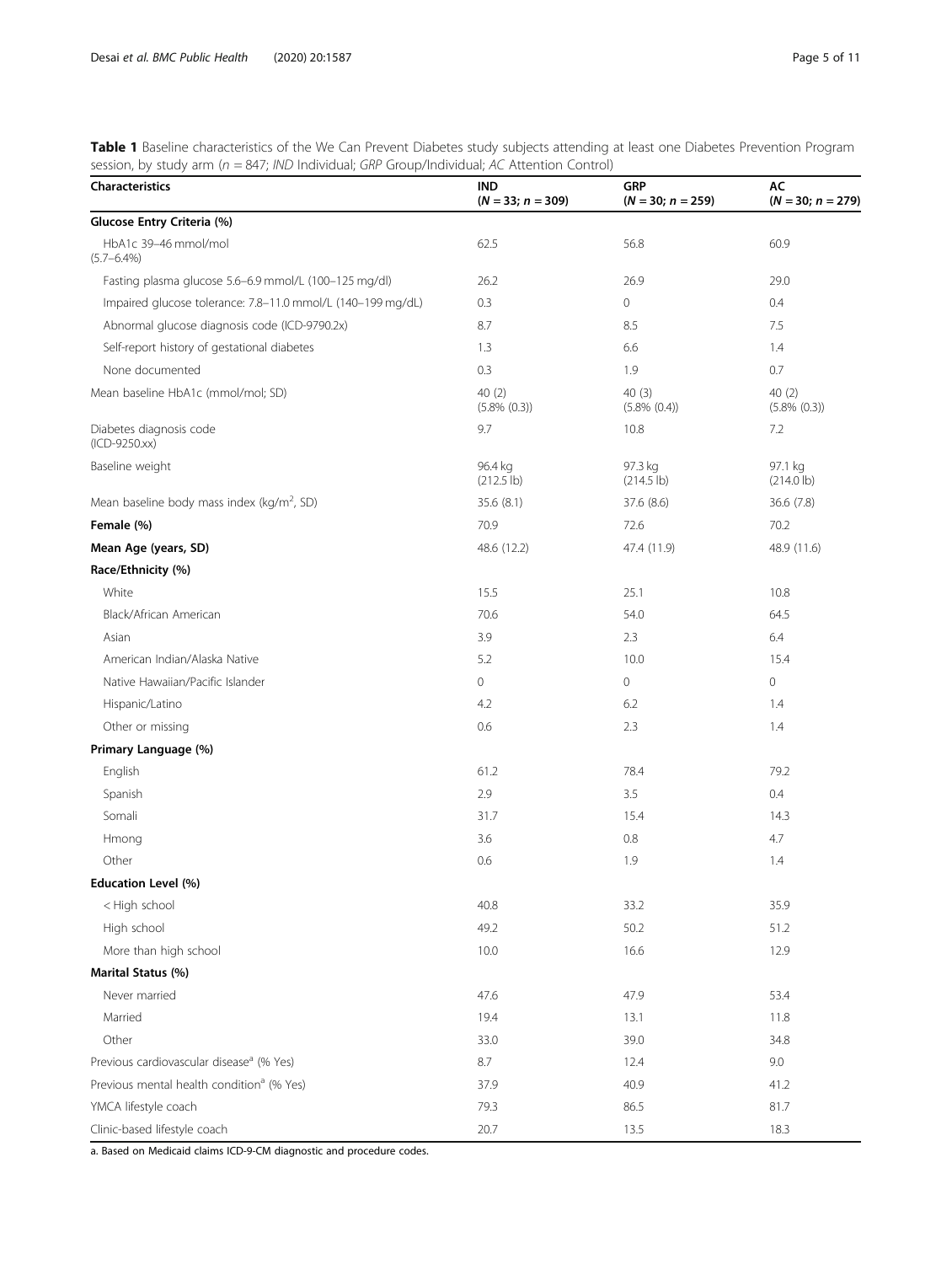**Table 1** Baseline characteristics of the We Can Prevent Diabetes study subjects attending at least one Diabetes Prevention Program session, by study arm ($n$ = 847; *IND* Individual; *GRP* Group/Individual; *AC* Attention Control)

| Characteristics | IND ($N$ = 33; $n$ = 309) | GRP ($N$ = 30; $n$ = 259) | AC ($N$ = 30; $n$ = 279) |
|---|---|---|---|
| **Glucose Entry Criteria (%)** | | | |
| HbA1c 39–46 mmol/mol (5.7–6.4%) | 62.5 | 56.8 | 60.9 |
| Fasting plasma glucose 5.6–6.9 mmol/L (100–125 mg/dl) | 26.2 | 26.9 | 29.0 |
| Impaired glucose tolerance: 7.8–11.0 mmol/L (140–199 mg/dL) | 0.3 | 0 | 0.4 |
| Abnormal glucose diagnosis code (ICD-9790.2x) | 8.7 | 8.5 | 7.5 |
| Self-report history of gestational diabetes | 1.3 | 6.6 | 1.4 |
| None documented | 0.3 | 1.9 | 0.7 |
| Mean baseline HbA1c (mmol/mol; SD) | 40 (2) (5.8% (0.3)) | 40 (3) (5.8% (0.4)) | 40 (2) (5.8% (0.3)) |
| Diabetes diagnosis code (ICD-9250.xx) | 9.7 | 10.8 | 7.2 |
| Baseline weight | 96.4 kg (212.5 lb) | 97.3 kg (214.5 lb) | 97.1 kg (214.0 lb) |
| Mean baseline body mass index (kg/m$^2$, SD) | 35.6 (8.1) | 37.6 (8.6) | 36.6 (7.8) |
| **Female (%)** | 70.9 | 72.6 | 70.2 |
| **Mean Age (years, SD)** | 48.6 (12.2) | 47.4 (11.9) | 48.9 (11.6) |
| **Race/Ethnicity (%)** | | | |
| White | 15.5 | 25.1 | 10.8 |
| Black/African American | 70.6 | 54.0 | 64.5 |
| Asian | 3.9 | 2.3 | 6.4 |
| American Indian/Alaska Native | 5.2 | 10.0 | 15.4 |
| Native Hawaiian/Pacific Islander | 0 | 0 | 0 |
| Hispanic/Latino | 4.2 | 6.2 | 1.4 |
| Other or missing | 0.6 | 2.3 | 1.4 |
| **Primary Language (%)** | | | |
| English | 61.2 | 78.4 | 79.2 |
| Spanish | 2.9 | 3.5 | 0.4 |
| Somali | 31.7 | 15.4 | 14.3 |
| Hmong | 3.6 | 0.8 | 4.7 |
| Other | 0.6 | 1.9 | 1.4 |
| **Education Level (%)** | | | |
| < High school | 40.8 | 33.2 | 35.9 |
| High school | 49.2 | 50.2 | 51.2 |
| More than high school | 10.0 | 16.6 | 12.9 |
| **Marital Status (%)** | | | |
| Never married | 47.6 | 47.9 | 53.4 |
| Married | 19.4 | 13.1 | 11.8 |
| Other | 33.0 | 39.0 | 34.8 |
| Previous cardiovascular disease[a] (% Yes) | 8.7 | 12.4 | 9.0 |
| Previous mental health condition[a] (% Yes) | 37.9 | 40.9 | 41.2 |
| YMCA lifestyle coach | 79.3 | 86.5 | 81.7 |
| Clinic-based lifestyle coach | 20.7 | 13.5 | 18.3 |

a. Based on Medicaid claims ICD-9-CM diagnostic and procedure codes.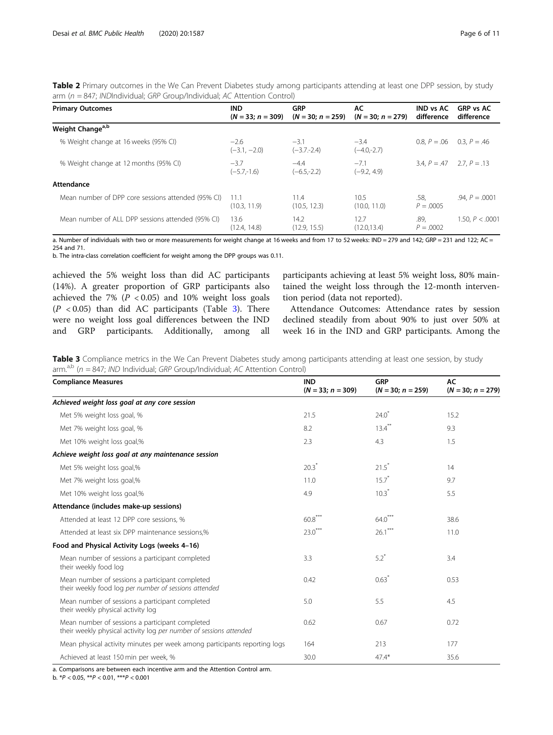**Table 2** Primary outcomes in the We Can Prevent Diabetes study among participants attending at least one DPP session, by study arm ($n$ = 847; *IND*Individual; *GRP* Group/Individual; *AC* Attention Control)

| Primary Outcomes | IND ($N$ = 33; $n$ = 309) | GRP ($N$ = 30; $n$ = 259) | AC ($N$ = 30; $n$ = 279) | IND vs AC difference | GRP vs AC difference |
|---|---|---|---|---|---|
| **Weight Change[a,b]** | | | | | |
| % Weight change at 16 weeks (95% CI) | −2.6 (−3.1, −2.0) | −3.1 (−3.7,-2.4) | −3.4 (−4.0,-2.7) | 0.8, $P$ = .06 | 0.3, $P$ = .46 |
| % Weight change at 12 months (95% CI) | −3.7 (−5.7,-1.6) | −4.4 (−6.5,-2.2) | −7.1 (−9.2, 4.9) | 3.4, $P$ = .47 | 2.7, $P$ = .13 |
| **Attendance** | | | | | |
| Mean number of DPP core sessions attended (95% CI) | 11.1 (10.3, 11.9) | 11.4 (10.5, 12.3) | 10.5 (10.0, 11.0) | .58, $P$ = .0005 | .94, $P$ = .0001 |
| Mean number of ALL DPP sessions attended (95% CI) | 13.6 (12.4, 14.8) | 14.2 (12.9, 15.5) | 12.7 (12.0,13.4) | .89, $P$ = .0002 | 1.50, $P$ < .0001 |

a. Number of individuals with two or more measurements for weight change at 16 weeks and from 17 to 52 weeks: IND = 279 and 142; GRP = 231 and 122; AC = 254 and 71.

b. The intra-class correlation coefficient for weight among the DPP groups was 0.11.

achieved the 5% weight loss than did AC participants (14%). A greater proportion of GRP participants also achieved the 7% ($P$ < 0.05) and 10% weight loss goals ($P$ < 0.05) than did AC participants (Table 3). There were no weight loss goal differences between the IND and GRP participants. Additionally, among all participants achieving at least 5% weight loss, 80% maintained the weight loss through the 12-month intervention period (data not reported).

Attendance Outcomes: Attendance rates by session declined steadily from about 90% to just over 50% at week 16 in the IND and GRP participants. Among the

**Table 3** Compliance metrics in the We Can Prevent Diabetes study among participants attending at least one session, by study arm.[a,b] ($n$ = 847; *IND* Individual; *GRP* Group/Individual; *AC* Attention Control)

| Compliance Measures | IND ($N$ = 33; $n$ = 309) | GRP ($N$ = 30; $n$ = 259) | AC ($N$ = 30; $n$ = 279) |
|---|---|---|---|
| ***Achieved weight loss goal at any core session*** | | | |
| Met 5% weight loss goal, % | 21.5 | 24.0* | 15.2 |
| Met 7% weight loss goal, % | 8.2 | 13.4** | 9.3 |
| Met 10% weight loss goal,% | 2.3 | 4.3 | 1.5 |
| ***Achieve weight loss goal at any maintenance session*** | | | |
| Met 5% weight loss goal,% | 20.3* | 21.5* | 14 |
| Met 7% weight loss goal,% | 11.0 | 15.7* | 9.7 |
| Met 10% weight loss goal,% | 4.9 | 10.3* | 5.5 |
| **Attendance (includes make-up sessions)** | | | |
| Attended at least 12 DPP core sessions, % | 60.8*** | 64.0*** | 38.6 |
| Attended at least six DPP maintenance sessions,% | 23.0*** | 26.1*** | 11.0 |
| **Food and Physical Activity Logs (weeks 4–16)** | | | |
| Mean number of sessions a participant completed their weekly food log | 3.3 | 5.2* | 3.4 |
| Mean number of sessions a participant completed their weekly food log *per number of sessions attended* | 0.42 | 0.63* | 0.53 |
| Mean number of sessions a participant completed their weekly physical activity log | 5.0 | 5.5 | 4.5 |
| Mean number of sessions a participant completed their weekly physical activity log *per number of sessions attended* | 0.62 | 0.67 | 0.72 |
| Mean physical activity minutes per week among participants reporting logs | 164 | 213 | 177 |
| Achieved at least 150 min per week, % | 30.0 | 47.4* | 35.6 |

a. Comparisons are between each incentive arm and the Attention Control arm.

b. *$P$ < 0.05, **$P$ < 0.01, ***$P$ < 0.001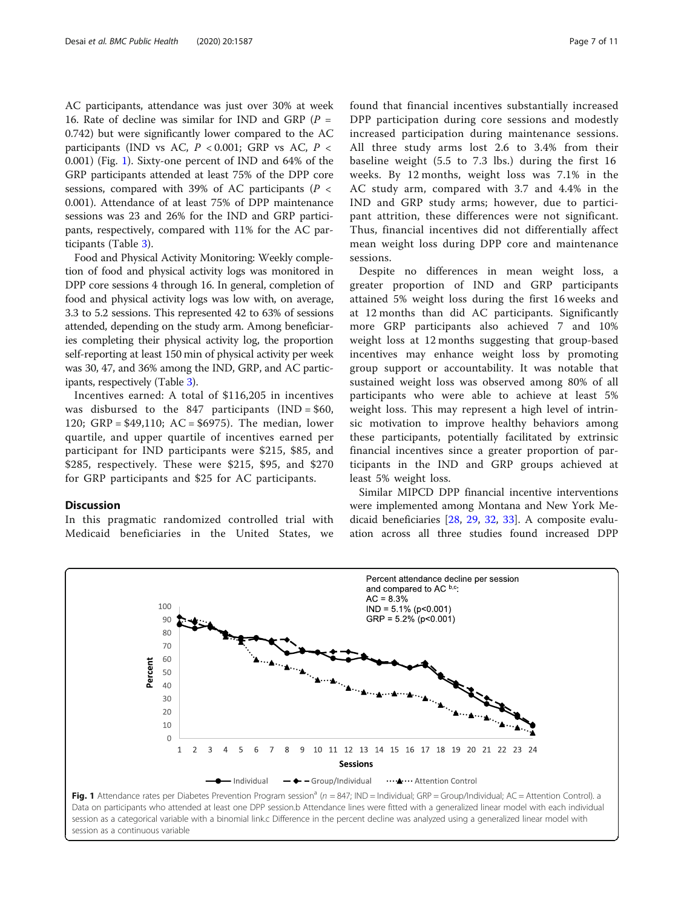AC participants, attendance was just over 30% at week 16. Rate of decline was similar for IND and GRP ($P$ = 0.742) but were significantly lower compared to the AC participants (IND vs AC, $P < 0.001$; GRP vs AC, $P < 0.001$) (Fig. 1). Sixty-one percent of IND and 64% of the GRP participants attended at least 75% of the DPP core sessions, compared with 39% of AC participants ($P < 0.001$). Attendance of at least 75% of DPP maintenance sessions was 23 and 26% for the IND and GRP participants, respectively, compared with 11% for the AC participants (Table 3).

Food and Physical Activity Monitoring: Weekly completion of food and physical activity logs was monitored in DPP core sessions 4 through 16. In general, completion of food and physical activity logs was low with, on average, 3.3 to 5.2 sessions. This represented 42 to 63% of sessions attended, depending on the study arm. Among beneficiaries completing their physical activity log, the proportion self-reporting at least 150 min of physical activity per week was 30, 47, and 36% among the IND, GRP, and AC participants, respectively (Table 3).

Incentives earned: A total of $116,205 in incentives was disbursed to the 847 participants (IND = $60, 120; GRP = $49,110; AC = $6975). The median, lower quartile, and upper quartile of incentives earned per participant for IND participants were $215, $85, and $285, respectively. These were $215, $95, and $270 for GRP participants and $25 for AC participants.

## Discussion

In this pragmatic randomized controlled trial with Medicaid beneficiaries in the United States, we found that financial incentives substantially increased DPP participation during core sessions and modestly increased participation during maintenance sessions. All three study arms lost 2.6 to 3.4% from their baseline weight (5.5 to 7.3 lbs.) during the first 16 weeks. By 12 months, weight loss was 7.1% in the AC study arm, compared with 3.7 and 4.4% in the IND and GRP study arms; however, due to participant attrition, these differences were not significant. Thus, financial incentives did not differentially affect mean weight loss during DPP core and maintenance sessions.

Despite no differences in mean weight loss, a greater proportion of IND and GRP participants attained 5% weight loss during the first 16 weeks and at 12 months than did AC participants. Significantly more GRP participants also achieved 7 and 10% weight loss at 12 months suggesting that group-based incentives may enhance weight loss by promoting group support or accountability. It was notable that sustained weight loss was observed among 80% of all participants who were able to achieve at least 5% weight loss. This may represent a high level of intrinsic motivation to improve healthy behaviors among these participants, potentially facilitated by extrinsic financial incentives since a greater proportion of participants in the IND and GRP groups achieved at least 5% weight loss.

Similar MIPCD DPP financial incentive interventions were implemented among Montana and New York Medicaid beneficiaries [28, 29, 32, 33]. A composite evaluation across all three studies found increased DPP

**Fig. 1** Attendance rates per Diabetes Prevention Program session[a] ($n$ = 847; IND = Individual; GRP = Group/Individual; AC = Attention Control). a Data on participants who attended at least one DPP session.b Attendance lines were fitted with a generalized linear model with each individual session as a categorical variable with a binomial link.c Difference in the percent decline was analyzed using a generalized linear model with session as a continuous variable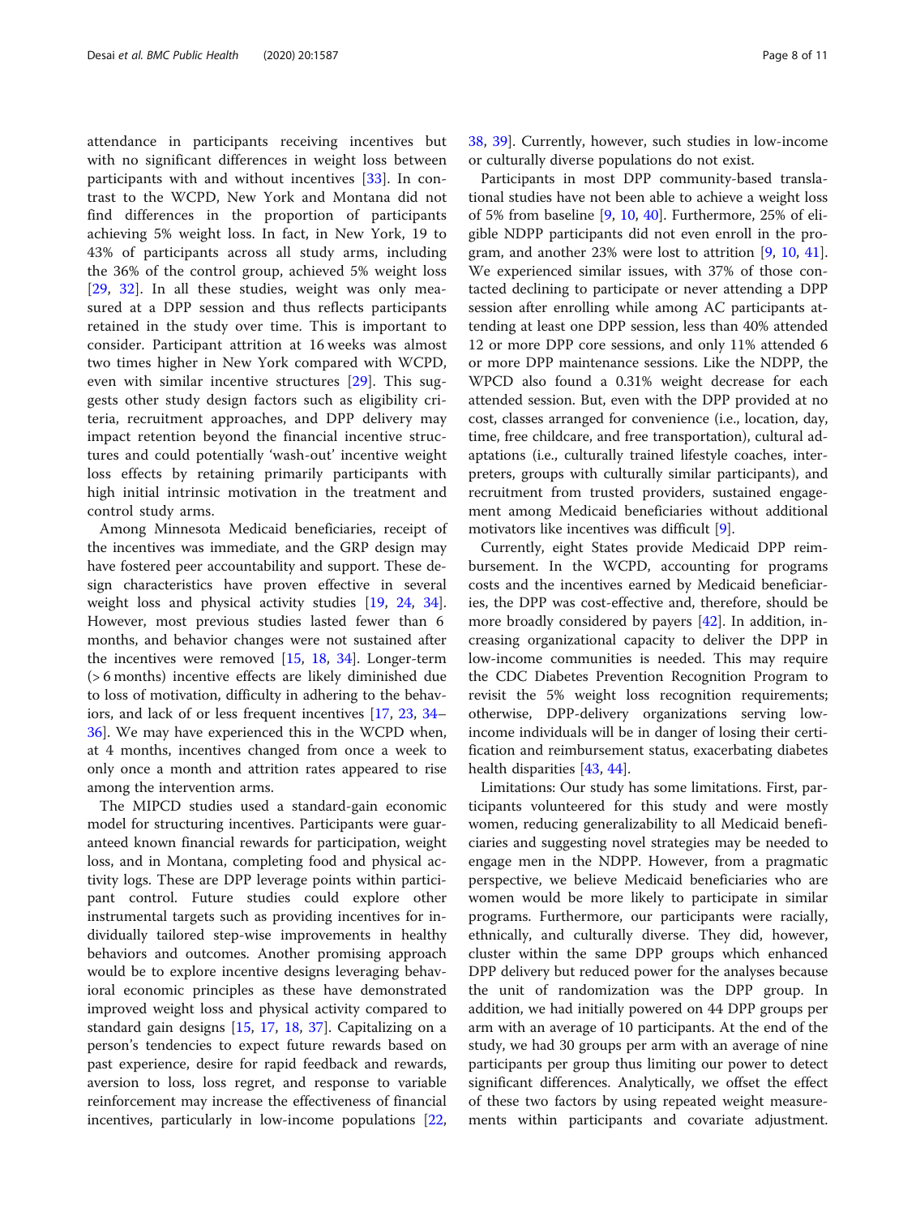attendance in participants receiving incentives but with no significant differences in weight loss between participants with and without incentives [33]. In contrast to the WCPD, New York and Montana did not find differences in the proportion of participants achieving 5% weight loss. In fact, in New York, 19 to 43% of participants across all study arms, including the 36% of the control group, achieved 5% weight loss [29, 32]. In all these studies, weight was only measured at a DPP session and thus reflects participants retained in the study over time. This is important to consider. Participant attrition at 16 weeks was almost two times higher in New York compared with WCPD, even with similar incentive structures [29]. This suggests other study design factors such as eligibility criteria, recruitment approaches, and DPP delivery may impact retention beyond the financial incentive structures and could potentially 'wash-out' incentive weight loss effects by retaining primarily participants with high initial intrinsic motivation in the treatment and control study arms.

Among Minnesota Medicaid beneficiaries, receipt of the incentives was immediate, and the GRP design may have fostered peer accountability and support. These design characteristics have proven effective in several weight loss and physical activity studies [19, 24, 34]. However, most previous studies lasted fewer than 6 months, and behavior changes were not sustained after the incentives were removed [15, 18, 34]. Longer-term (> 6 months) incentive effects are likely diminished due to loss of motivation, difficulty in adhering to the behaviors, and lack of or less frequent incentives [17, 23, 34–36]. We may have experienced this in the WCPD when, at 4 months, incentives changed from once a week to only once a month and attrition rates appeared to rise among the intervention arms.

The MIPCD studies used a standard-gain economic model for structuring incentives. Participants were guaranteed known financial rewards for participation, weight loss, and in Montana, completing food and physical activity logs. These are DPP leverage points within participant control. Future studies could explore other instrumental targets such as providing incentives for individually tailored step-wise improvements in healthy behaviors and outcomes. Another promising approach would be to explore incentive designs leveraging behavioral economic principles as these have demonstrated improved weight loss and physical activity compared to standard gain designs [15, 17, 18, 37]. Capitalizing on a person's tendencies to expect future rewards based on past experience, desire for rapid feedback and rewards, aversion to loss, loss regret, and response to variable reinforcement may increase the effectiveness of financial incentives, particularly in low-income populations [22, 38, 39]. Currently, however, such studies in low-income or culturally diverse populations do not exist.

Participants in most DPP community-based translational studies have not been able to achieve a weight loss of 5% from baseline [9, 10, 40]. Furthermore, 25% of eligible NDPP participants did not even enroll in the program, and another 23% were lost to attrition [9, 10, 41]. We experienced similar issues, with 37% of those contacted declining to participate or never attending a DPP session after enrolling while among AC participants attending at least one DPP session, less than 40% attended 12 or more DPP core sessions, and only 11% attended 6 or more DPP maintenance sessions. Like the NDPP, the WPCD also found a 0.31% weight decrease for each attended session. But, even with the DPP provided at no cost, classes arranged for convenience (i.e., location, day, time, free childcare, and free transportation), cultural adaptations (i.e., culturally trained lifestyle coaches, interpreters, groups with culturally similar participants), and recruitment from trusted providers, sustained engagement among Medicaid beneficiaries without additional motivators like incentives was difficult [9].

Currently, eight States provide Medicaid DPP reimbursement. In the WCPD, accounting for programs costs and the incentives earned by Medicaid beneficiaries, the DPP was cost-effective and, therefore, should be more broadly considered by payers [42]. In addition, increasing organizational capacity to deliver the DPP in low-income communities is needed. This may require the CDC Diabetes Prevention Recognition Program to revisit the 5% weight loss recognition requirements; otherwise, DPP-delivery organizations serving low-income individuals will be in danger of losing their certification and reimbursement status, exacerbating diabetes health disparities [43, 44].

Limitations: Our study has some limitations. First, participants volunteered for this study and were mostly women, reducing generalizability to all Medicaid beneficiaries and suggesting novel strategies may be needed to engage men in the NDPP. However, from a pragmatic perspective, we believe Medicaid beneficiaries who are women would be more likely to participate in similar programs. Furthermore, our participants were racially, ethnically, and culturally diverse. They did, however, cluster within the same DPP groups which enhanced DPP delivery but reduced power for the analyses because the unit of randomization was the DPP group. In addition, we had initially powered on 44 DPP groups per arm with an average of 10 participants. At the end of the study, we had 30 groups per arm with an average of nine participants per group thus limiting our power to detect significant differences. Analytically, we offset the effect of these two factors by using repeated weight measurements within participants and covariate adjustment.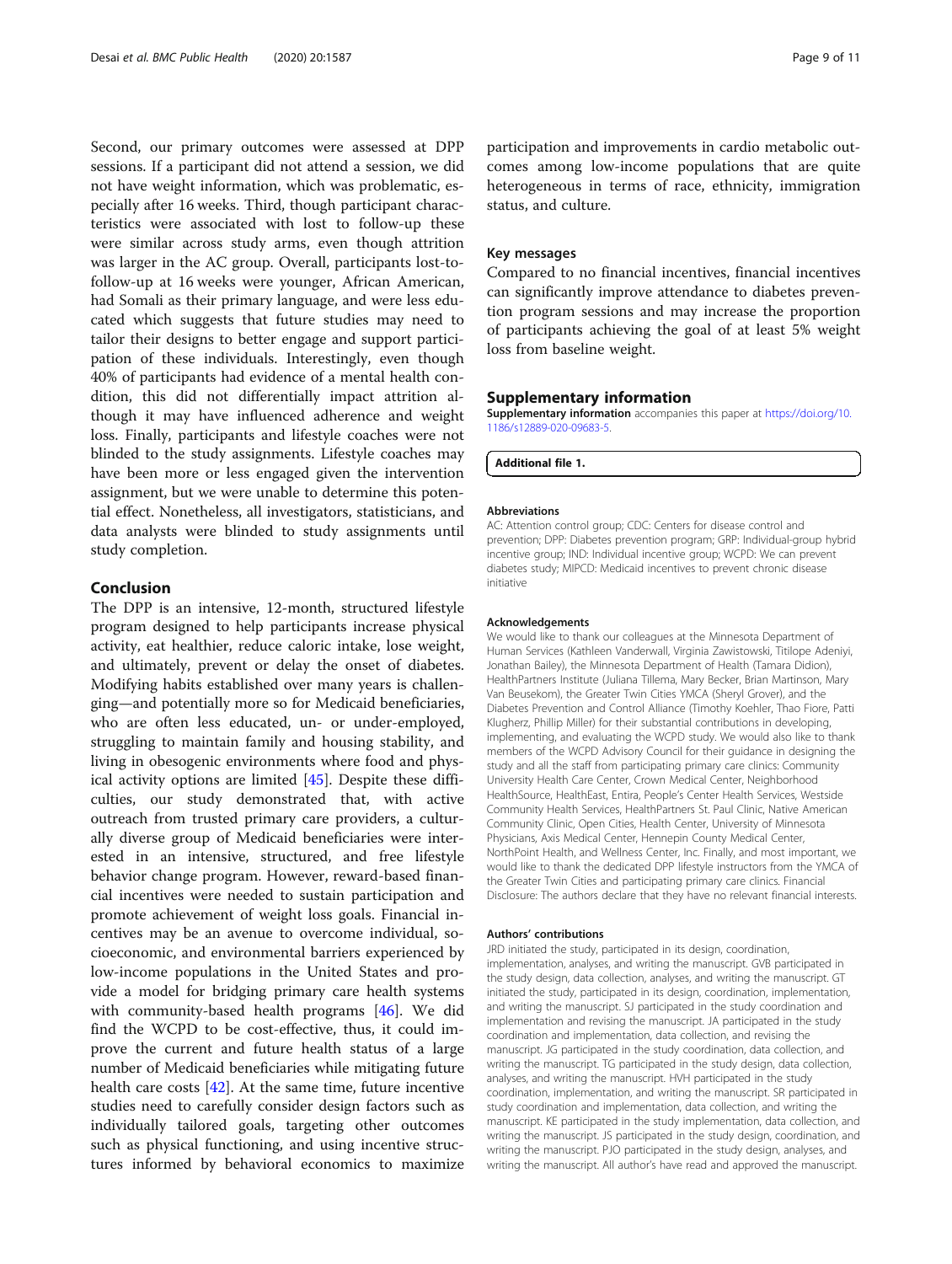Second, our primary outcomes were assessed at DPP sessions. If a participant did not attend a session, we did not have weight information, which was problematic, especially after 16 weeks. Third, though participant characteristics were associated with lost to follow-up these were similar across study arms, even though attrition was larger in the AC group. Overall, participants lost-to-follow-up at 16 weeks were younger, African American, had Somali as their primary language, and were less educated which suggests that future studies may need to tailor their designs to better engage and support participation of these individuals. Interestingly, even though 40% of participants had evidence of a mental health condition, this did not differentially impact attrition although it may have influenced adherence and weight loss. Finally, participants and lifestyle coaches were not blinded to the study assignments. Lifestyle coaches may have been more or less engaged given the intervention assignment, but we were unable to determine this potential effect. Nonetheless, all investigators, statisticians, and data analysts were blinded to study assignments until study completion.

## Conclusion

The DPP is an intensive, 12-month, structured lifestyle program designed to help participants increase physical activity, eat healthier, reduce caloric intake, lose weight, and ultimately, prevent or delay the onset of diabetes. Modifying habits established over many years is challenging—and potentially more so for Medicaid beneficiaries, who are often less educated, un- or under-employed, struggling to maintain family and housing stability, and living in obesogenic environments where food and physical activity options are limited [45]. Despite these difficulties, our study demonstrated that, with active outreach from trusted primary care providers, a culturally diverse group of Medicaid beneficiaries were interested in an intensive, structured, and free lifestyle behavior change program. However, reward-based financial incentives were needed to sustain participation and promote achievement of weight loss goals. Financial incentives may be an avenue to overcome individual, socioeconomic, and environmental barriers experienced by low-income populations in the United States and provide a model for bridging primary care health systems with community-based health programs [46]. We did find the WCPD to be cost-effective, thus, it could improve the current and future health status of a large number of Medicaid beneficiaries while mitigating future health care costs [42]. At the same time, future incentive studies need to carefully consider design factors such as individually tailored goals, targeting other outcomes such as physical functioning, and using incentive structures informed by behavioral economics to maximize participation and improvements in cardio metabolic outcomes among low-income populations that are quite heterogeneous in terms of race, ethnicity, immigration status, and culture.

### Key messages

Compared to no financial incentives, financial incentives can significantly improve attendance to diabetes prevention program sessions and may increase the proportion of participants achieving the goal of at least 5% weight loss from baseline weight.

## Supplementary information

**Supplementary information** accompanies this paper at https://doi.org/10.1186/s12889-020-09683-5.

**Additional file 1.**

#### Abbreviations

AC: Attention control group; CDC: Centers for disease control and prevention; DPP: Diabetes prevention program; GRP: Individual-group hybrid incentive group; IND: Individual incentive group; WCPD: We can prevent diabetes study; MIPCD: Medicaid incentives to prevent chronic disease initiative

#### Acknowledgements

We would like to thank our colleagues at the Minnesota Department of Human Services (Kathleen Vanderwall, Virginia Zawistowski, Titilope Adeniyi, Jonathan Bailey), the Minnesota Department of Health (Tamara Didion), HealthPartners Institute (Juliana Tillema, Mary Becker, Brian Martinson, Mary Van Beusekom), the Greater Twin Cities YMCA (Sheryl Grover), and the Diabetes Prevention and Control Alliance (Timothy Koehler, Thao Fiore, Patti Klugherz, Phillip Miller) for their substantial contributions in developing, implementing, and evaluating the WCPD study. We would also like to thank members of the WCPD Advisory Council for their guidance in designing the study and all the staff from participating primary care clinics: Community University Health Care Center, Crown Medical Center, Neighborhood HealthSource, HealthEast, Entira, People's Center Health Services, Westside Community Health Services, HealthPartners St. Paul Clinic, Native American Community Clinic, Open Cities, Health Center, University of Minnesota Physicians, Axis Medical Center, Hennepin County Medical Center, NorthPoint Health, and Wellness Center, Inc. Finally, and most important, we would like to thank the dedicated DPP lifestyle instructors from the YMCA of the Greater Twin Cities and participating primary care clinics. Financial Disclosure: The authors declare that they have no relevant financial interests.

#### Authors' contributions

JRD initiated the study, participated in its design, coordination, implementation, analyses, and writing the manuscript. GVB participated in the study design, data collection, analyses, and writing the manuscript. GT initiated the study, participated in its design, coordination, implementation, and writing the manuscript. SJ participated in the study coordination and implementation and revising the manuscript. JA participated in the study coordination and implementation, data collection, and revising the manuscript. JG participated in the study coordination, data collection, and writing the manuscript. TG participated in the study design, data collection, analyses, and writing the manuscript. HVH participated in the study coordination, implementation, and writing the manuscript. SR participated in study coordination and implementation, data collection, and writing the manuscript. KE participated in the study implementation, data collection, and writing the manuscript. JS participated in the study design, coordination, and writing the manuscript. PJO participated in the study design, analyses, and writing the manuscript. All author's have read and approved the manuscript.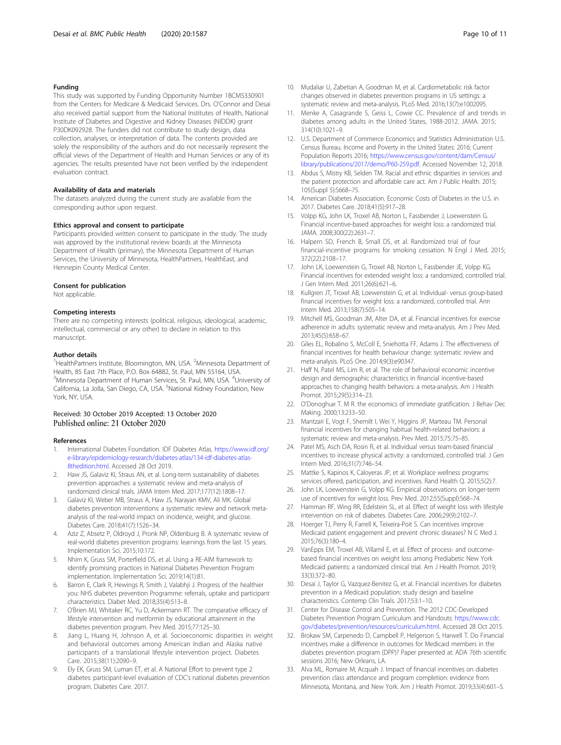### Funding

This study was supported by Funding Opportunity Number 1BCMS330901 from the Centers for Medicare & Medicaid Services. Drs. O'Connor and Desai also received partial support from the National Institutes of Health, National Institute of Diabetes and Digestive and Kidney Diseases (NIDDK) grant P30DK092928. The funders did not contribute to study design, data collection, analyses, or interpretation of data. The contents provided are solely the responsibility of the authors and do not necessarily represent the official views of the Department of Health and Human Services or any of its agencies. The results presented have not been verified by the independent evaluation contract.

### Availability of data and materials

The datasets analyzed during the current study are available from the corresponding author upon request.

### Ethics approval and consent to participate

Participants provided written consent to participate in the study. The study was approved by the institutional review boards at the Minnesota Department of Health (primary), the Minnesota Department of Human Services, the University of Minnesota, HealthPartners, HealthEast, and Hennepin County Medical Center.

### Consent for publication

Not applicable.

### Competing interests

There are no competing interests (political, religious, ideological, academic, intellectual, commercial or any other) to declare in relation to this manuscript.

### Author details

[1]HealthPartners Institute, Bloomington, MN, USA. [2]Minnesota Department of Health, 85 East 7th Place, P.O. Box 64882, St. Paul, MN 55164, USA. [3]Minnesota Department of Human Services, St. Paul, MN, USA. [4]University of California, La Jolla, San Diego, CA, USA. [5]National Kidney Foundation, New York, NY, USA.

Received: 30 October 2019 Accepted: 13 October 2020
Published online: 21 October 2020

### References

1. International Diabetes Foundation. IDF Diabetes Atlas. https://www.idf.org/e-library/epidemiology-research/diabetes-atlas/134-idf-diabetes-atlas-8thedition.html. Accessed 28 Oct 2019.
2. Haw JS, Galaviz KI, Straus AN, et al. Long-term sustainability of diabetes prevention approaches: a systematic review and meta-analysis of randomized clinical trials. JAMA Intern Med. 2017;177(12):1808–17.
3. Galaviz KI, Weber MB, Straus A, Haw JS, Narayan KMV, Ali MK. Global diabetes prevention interventions: a systematic review and network meta-analysis of the real-world impact on incidence, weight, and glucose. Diabetes Care. 2018;41(7):1526–34.
4. Aziz Z, Absetz P, Oldroyd J, Pronk NP, Oldenburg B. A systematic review of real-world diabetes prevention programs: learnings from the last 15 years. Implementation Sci. 2015;10:172.
5. Nhim K, Gruss SM, Porterfield DS, et al. Using a RE-AIM framework to identify promising practices in National Diabetes Prevention Program implementation. Implementation Sci. 2019;14(1):81.
6. Barron E, Clark R, Hewings R, Smith J, Valabhji J. Progress of the healthier you: NHS diabetes prevention Programme: referrals, uptake and participant characteristics. Diabet Med. 2018;35(4):513–8.
7. O'Brien MJ, Whitaker RC, Yu D, Ackermann RT. The comparative efficacy of lifestyle intervention and metformin by educational attainment in the diabetes prevention program. Prev Med. 2015;77:125–30.
8. Jiang L, Huang H, Johnson A, et al. Socioeconomic disparities in weight and behavioral outcomes among American Indian and Alaska native participants of a translational lifestyle intervention project. Diabetes Care. 2015;38(11):2090–9.
9. Ely EK, Gruss SM, Luman ET, et al. A National Effort to prevent type 2 diabetes: participant-level evaluation of CDC's national diabetes prevention program. Diabetes Care. 2017.
10. Mudaliar U, Zabetian A, Goodman M, et al. Cardiometabolic risk factor changes observed in diabetes prevention programs in US settings: a systematic review and meta-analysis. PLoS Med. 2016;13(7):e1002095.
11. Menke A, Casagrande S, Geiss L, Cowie CC. Prevalence of and trends in diabetes among adults in the United States, 1988-2012. JAMA. 2015; 314(10):1021–9.
12. U.S. Department of Commerce Economics and Statistics Administration U.S. Census Bureau. Income and Poverty in the United States: 2016; Current Population Reports 2016; https://www.census.gov/content/dam/Census/library/publications/2017/demo/P60-259.pdf. Accessed November 12, 2018.
13. Abdus S, Mistry KB, Selden TM. Racial and ethnic disparities in services and the patient protection and affordable care act. Am J Public Health. 2015; 105(Suppl 5):S668–75.
14. American Diabetes Association. Economic Costs of Diabetes in the U.S. in 2017. Diabetes Care. 2018;41(5):917–28.
15. Volpp KG, John LK, Troxel AB, Norton L, Fassbender J, Loewenstein G. Financial incentive-based approaches for weight loss: a randomized trial. JAMA. 2008;300(22):2631–7.
16. Halpern SD, French B, Small DS, et al. Randomized trial of four financial-incentive programs for smoking cessation. N Engl J Med. 2015; 372(22):2108–17.
17. John LK, Loewenstein G, Troxel AB, Norton L, Fassbender JE, Volpp KG. Financial incentives for extended weight loss: a randomized, controlled trial. J Gen Intern Med. 2011;26(6):621–6.
18. Kullgren JT, Troxel AB, Loewenstein G, et al. Individual- versus group-based financial incentives for weight loss: a randomized, controlled trial. Ann Intern Med. 2013;158(7):505–14.
19. Mitchell MS, Goodman JM, Alter DA, et al. Financial incentives for exercise adherence in adults: systematic review and meta-analysis. Am J Prev Med. 2013;45(5):658–67.
20. Giles EL, Robalino S, McColl E, Sniehotta FF, Adams J. The effectiveness of financial incentives for health behaviour change: systematic review and meta-analysis. PLoS One. 2014;9(3):e90347.
21. Haff N, Patel MS, Lim R, et al. The role of behavioral economic incentive design and demographic characteristics in financial incentive-based approaches to changing health behaviors: a meta-analysis. Am J Health Promot. 2015;29(5):314–23.
22. O'Donoghue T. M R. the economics of immediate gratification. J Behav Dec Making. 2000;13:233–50.
23. Mantzari E, Vogt F, Shemilt I, Wei Y, Higgins JP, Marteau TM. Personal financial incentives for changing habitual health-related behaviors: a systematic review and meta-analysis. Prev Med. 2015;75:75–85.
24. Patel MS, Asch DA, Rosin R, et al. Individual versus team-based financial incentives to increase physical activity: a randomized, controlled trial. J Gen Intern Med. 2016;31(7):746–54.
25. Mattke S, Kapinos K, Caloyeras JP, et al. Workplace wellness programs: services offered, participation, and incentives. Rand Health Q. 2015;5(2):7.
26. John LK, Loewenstein G, Volpp KG. Empirical observations on longer-term use of incentives for weight loss. Prev Med. 2012;55(Suppl):S68–74.
27. Hamman RF, Wing RR, Edelstein SL, et al. Effect of weight loss with lifestyle intervention on risk of diabetes. Diabetes Care. 2006;29(9):2102–7.
28. Hoerger TJ, Perry R, Farrell K, Teixeira-Poit S. Can incentives improve Medicaid patient engagement and prevent chronic diseases? N C Med J. 2015;76(3):180–4.
29. VanEpps EM, Troxel AB, Villamil E, et al. Effect of process- and outcome-based financial incentives on weight loss among Prediabetic New York Medicaid patients: a randomized clinical trial. Am J Health Promot. 2019; 33(3):372–80.
30. Desai J, Taylor G, Vazquez-Benitez G, et al. Financial incentives for diabetes prevention in a Medicaid population: study design and baseline characteristics. Contemp Clin Trials. 2017;53:1–10.
31. Center for Disease Control and Prevention. The 2012 CDC-Developed Diabetes Prevention Program Curriculum and Handouts: https://www.cdc.gov/diabetes/prevention/resources/curriculum.html. Accessed 28 Oct 2015.
32. Brokaw SM, Carpenedo D, Campbell P, Helgerson S, Harwell T. Do Financial incentives make a difference in outcomes for Medicaid members in the diabetes prevention program (DPP)? Paper presented at: ADA 76th scientific sessions 2016; New Orleans, LA.
33. Alva ML, Romaire M, Acquah J. Impact of financial incentives on diabetes prevention class attendance and program completion: evidence from Minnesota, Montana, and New York. Am J Health Promot. 2019;33(4):601–5.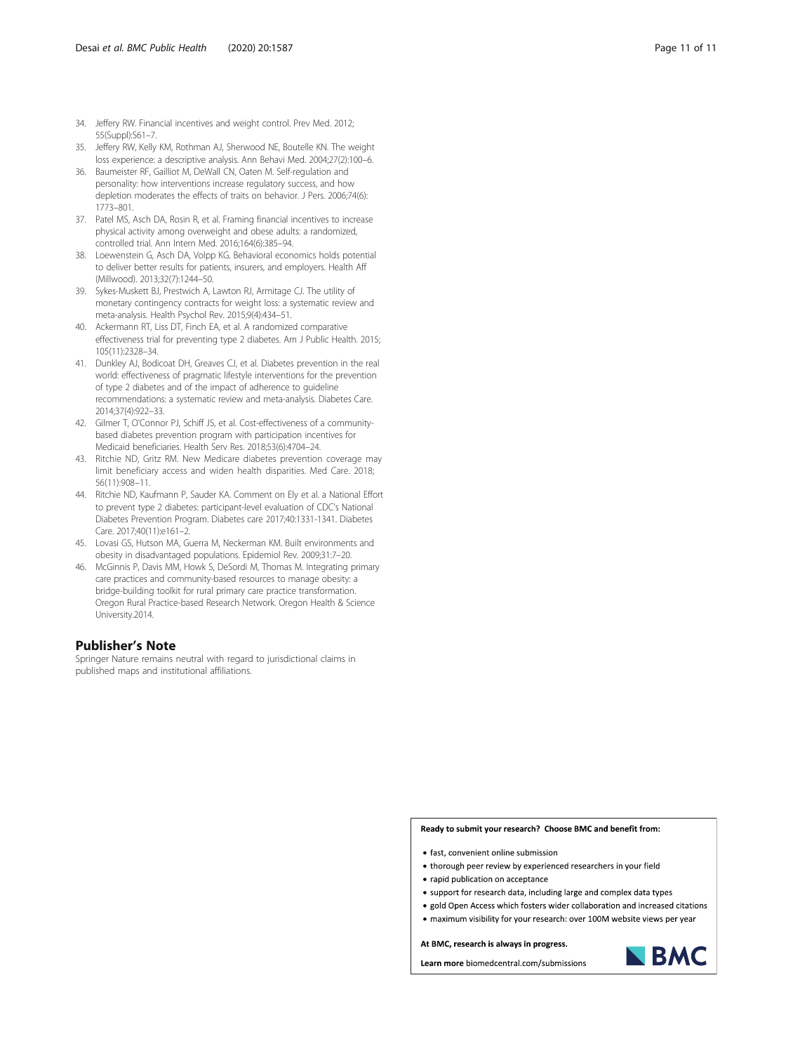34. Jeffery RW. Financial incentives and weight control. Prev Med. 2012; 55(Suppl):S61–7.
35. Jeffery RW, Kelly KM, Rothman AJ, Sherwood NE, Boutelle KN. The weight loss experience: a descriptive analysis. Ann Behavi Med. 2004;27(2):100–6.
36. Baumeister RF, Gailliot M, DeWall CN, Oaten M. Self-regulation and personality: how interventions increase regulatory success, and how depletion moderates the effects of traits on behavior. J Pers. 2006;74(6): 1773–801.
37. Patel MS, Asch DA, Rosin R, et al. Framing financial incentives to increase physical activity among overweight and obese adults: a randomized, controlled trial. Ann Intern Med. 2016;164(6):385–94.
38. Loewenstein G, Asch DA, Volpp KG. Behavioral economics holds potential to deliver better results for patients, insurers, and employers. Health Aff (Millwood). 2013;32(7):1244–50.
39. Sykes-Muskett BJ, Prestwich A, Lawton RJ, Armitage CJ. The utility of monetary contingency contracts for weight loss: a systematic review and meta-analysis. Health Psychol Rev. 2015;9(4):434–51.
40. Ackermann RT, Liss DT, Finch EA, et al. A randomized comparative effectiveness trial for preventing type 2 diabetes. Am J Public Health. 2015; 105(11):2328–34.
41. Dunkley AJ, Bodicoat DH, Greaves CJ, et al. Diabetes prevention in the real world: effectiveness of pragmatic lifestyle interventions for the prevention of type 2 diabetes and of the impact of adherence to guideline recommendations: a systematic review and meta-analysis. Diabetes Care. 2014;37(4):922–33.
42. Gilmer T, O'Connor PJ, Schiff JS, et al. Cost-effectiveness of a community-based diabetes prevention program with participation incentives for Medicaid beneficiaries. Health Serv Res. 2018;53(6):4704–24.
43. Ritchie ND, Gritz RM. New Medicare diabetes prevention coverage may limit beneficiary access and widen health disparities. Med Care. 2018; 56(11):908–11.
44. Ritchie ND, Kaufmann P, Sauder KA. Comment on Ely et al. a National Effort to prevent type 2 diabetes: participant-level evaluation of CDC's National Diabetes Prevention Program. Diabetes care 2017;40:1331-1341. Diabetes Care. 2017;40(11):e161–2.
45. Lovasi GS, Hutson MA, Guerra M, Neckerman KM. Built environments and obesity in disadvantaged populations. Epidemiol Rev. 2009;31:7–20.
46. McGinnis P, Davis MM, Howk S, DeSordi M, Thomas M. Integrating primary care practices and community-based resources to manage obesity: a bridge-building toolkit for rural primary care practice transformation. Oregon Rural Practice-based Research Network. Oregon Health & Science University.2014.

## Publisher's Note

Springer Nature remains neutral with regard to jurisdictional claims in published maps and institutional affiliations.

**Ready to submit your research? Choose BMC and benefit from:**

- fast, convenient online submission
- thorough peer review by experienced researchers in your field
- rapid publication on acceptance
- support for research data, including large and complex data types
- gold Open Access which fosters wider collaboration and increased citations
- maximum visibility for your research: over 100M website views per year

**At BMC, research is always in progress.**

**Learn more** biomedcentral.com/submissions

BMC